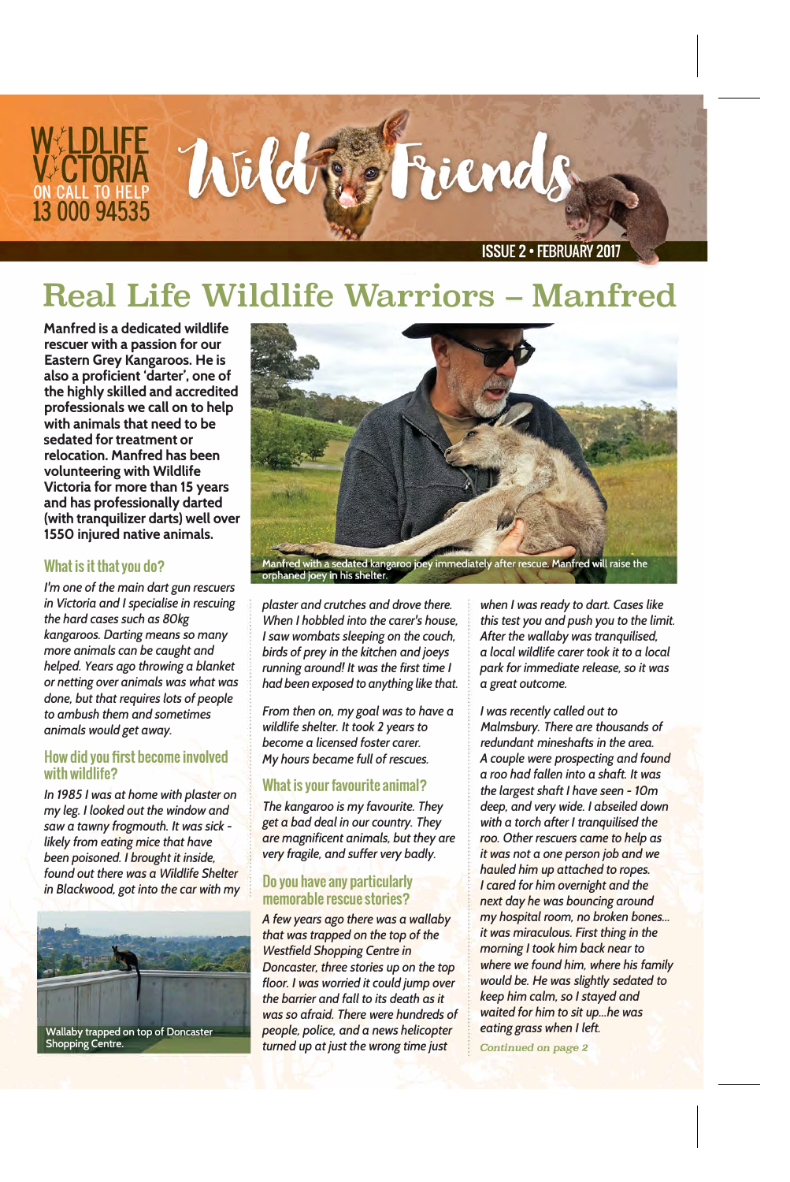WILDLIFE VICTORIA
ON CALL TO HELP
13 000 94535

Wild Friends

ISSUE 2 • FEBRUARY 2017

# Real Life Wildlife Warriors – Manfred

**Manfred is a dedicated wildlife rescuer with a passion for our Eastern Grey Kangaroos. He is also a proficient 'darter', one of the highly skilled and accredited professionals we call on to help with animals that need to be sedated for treatment or relocation. Manfred has been volunteering with Wildlife Victoria for more than 15 years and has professionally darted (with tranquilizer darts) well over 1550 injured native animals.**

Manfred with a sedated kangaroo joey immediately after rescue. Manfred will raise the orphaned joey in his shelter.

## What is it that you do?

*I'm one of the main dart gun rescuers in Victoria and I specialise in rescuing the hard cases such as 80kg kangaroos. Darting means so many more animals can be caught and helped. Years ago throwing a blanket or netting over animals was what was done, but that requires lots of people to ambush them and sometimes animals would get away.*

## How did you first become involved with wildlife?

*In 1985 I was at home with plaster on my leg. I looked out the window and saw a tawny frogmouth. It was sick - likely from eating mice that have been poisoned. I brought it inside, found out there was a Wildlife Shelter in Blackwood, got into the car with my plaster and crutches and drove there. When I hobbled into the carer's house, I saw wombats sleeping on the couch, birds of prey in the kitchen and joeys running around! It was the first time I had been exposed to anything like that.*

*From then on, my goal was to have a wildlife shelter. It took 2 years to become a licensed foster carer. My hours became full of rescues.*

Wallaby trapped on top of Doncaster Shopping Centre.

## What is your favourite animal?

*The kangaroo is my favourite. They get a bad deal in our country. They are magnificent animals, but they are very fragile, and suffer very badly.*

## Do you have any particularly memorable rescue stories?

*A few years ago there was a wallaby that was trapped on the top of the Westfield Shopping Centre in Doncaster, three stories up on the top floor. I was worried it could jump over the barrier and fall to its death as it was so afraid. There were hundreds of people, police, and a news helicopter turned up at just the wrong time just when I was ready to dart. Cases like this test you and push you to the limit. After the wallaby was tranquilised, a local wildlife carer took it to a local park for immediate release, so it was a great outcome.*

*I was recently called out to Malmsbury. There are thousands of redundant mineshafts in the area. A couple were prospecting and found a roo had fallen into a shaft. It was the largest shaft I have seen - 10m deep, and very wide. I abseiled down with a torch after I tranquilised the roo. Other rescuers came to help as it was not a one person job and we hauled him up attached to ropes. I cared for him overnight and the next day he was bouncing around my hospital room, no broken bones... it was miraculous. First thing in the morning I took him back near to where we found him, where his family would be. He was slightly sedated to keep him calm, so I stayed and waited for him to sit up...he was eating grass when I left.*

*Continued on page 2*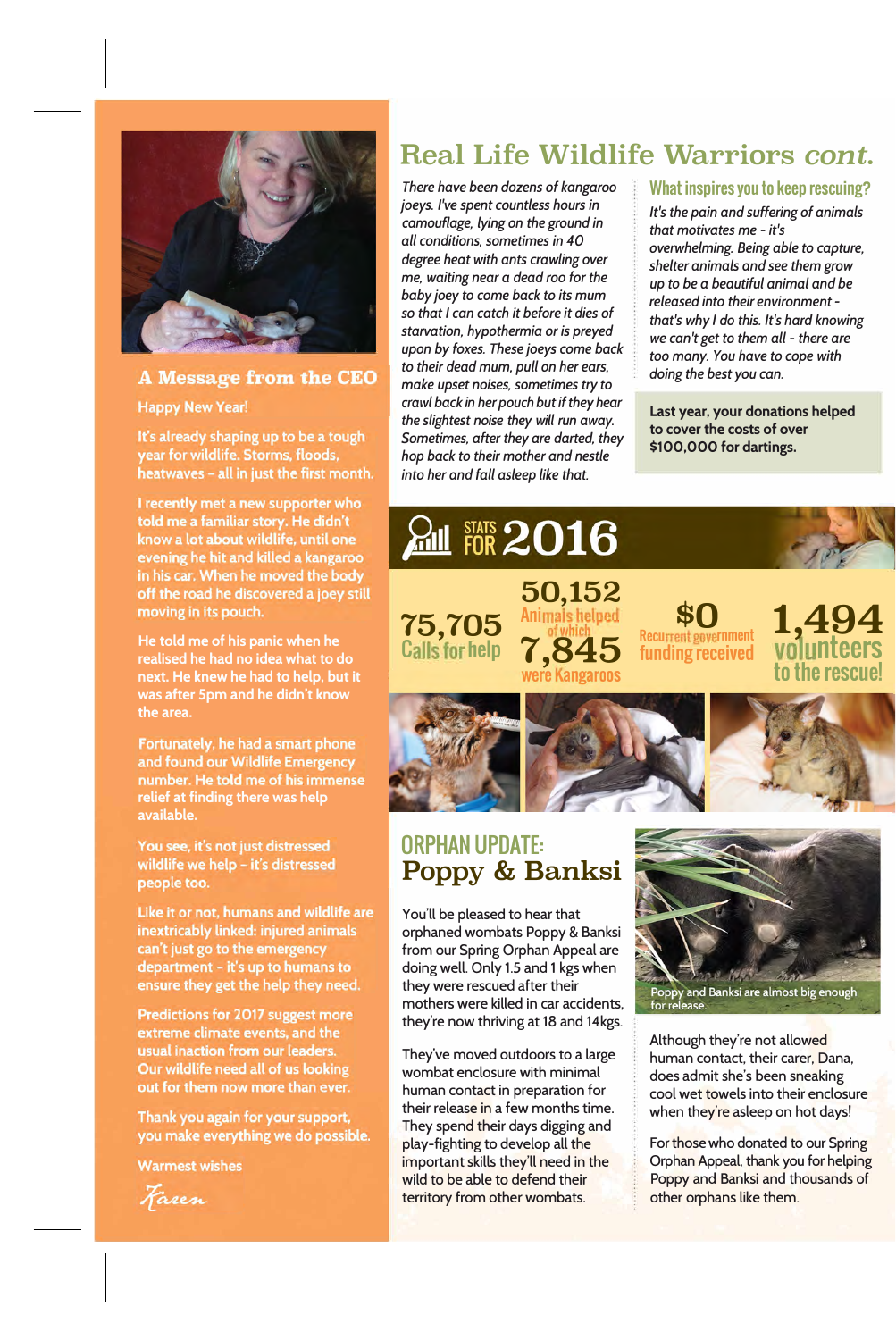## A Message from the CEO

Happy New Year!

It's already shaping up to be a tough year for wildlife. Storms, floods, heatwaves – all in just the first month.

I recently met a new supporter who told me a familiar story. He didn't know a lot about wildlife, until one evening he hit and killed a kangaroo in his car. When he moved the body off the road he discovered a joey still moving in its pouch.

He told me of his panic when he realised he had no idea what to do next. He knew he had to help, but it was after 5pm and he didn't know the area.

Fortunately, he had a smart phone and found our Wildlife Emergency number. He told me of his immense relief at finding there was help available.

You see, it's not just distressed wildlife we help – it's distressed people too.

Like it or not, humans and wildlife are inextricably linked: injured animals can't just go to the emergency department – it's up to humans to ensure they get the help they need.

Predictions for 2017 suggest more extreme climate events, and the usual inaction from our leaders. Our wildlife need all of us looking out for them now more than ever.

Thank you again for your support, you make everything we do possible.

Warmest wishes

*Karen*

# Real Life Wildlife Warriors *cont.*

*There have been dozens of kangaroo joeys. I've spent countless hours in camouflage, lying on the ground in all conditions, sometimes in 40 degree heat with ants crawling over me, waiting near a dead roo for the baby joey to come back to its mum so that I can catch it before it dies of starvation, hypothermia or is preyed upon by foxes. These joeys come back to their dead mum, pull on her ears, make upset noises, sometimes try to crawl back in her pouch but if they hear the slightest noise they will run away. Sometimes, after they are darted, they hop back to their mother and nestle into her and fall asleep like that.*

### What inspires you to keep rescuing?

*It's the pain and suffering of animals that motivates me - it's overwhelming. Being able to capture, shelter animals and see them grow up to be a beautiful animal and be released into their environment - that's why I do this. It's hard knowing we can't get to them all - there are too many. You have to cope with doing the best you can.*

**Last year, your donations helped to cover the costs of over $100,000 for dartings.**

## STATS FOR 2016

**75,705** Calls for help

**50,152** Animals helped, of which **7,845** were Kangaroos

**$0** Recurrent government funding received

**1,494** volunteers to the rescue!

## ORPHAN UPDATE: Poppy & Banksi

You'll be pleased to hear that orphaned wombats Poppy & Banksi from our Spring Orphan Appeal are doing well. Only 1.5 and 1 kgs when they were rescued after their mothers were killed in car accidents, they're now thriving at 18 and 14kgs.

They've moved outdoors to a large wombat enclosure with minimal human contact in preparation for their release in a few months time. They spend their days digging and play-fighting to develop all the important skills they'll need in the wild to be able to defend their territory from other wombats.

Poppy and Banksi are almost big enough for release.

Although they're not allowed human contact, their carer, Dana, does admit she's been sneaking cool wet towels into their enclosure when they're asleep on hot days!

For those who donated to our Spring Orphan Appeal, thank you for helping Poppy and Banksi and thousands of other orphans like them.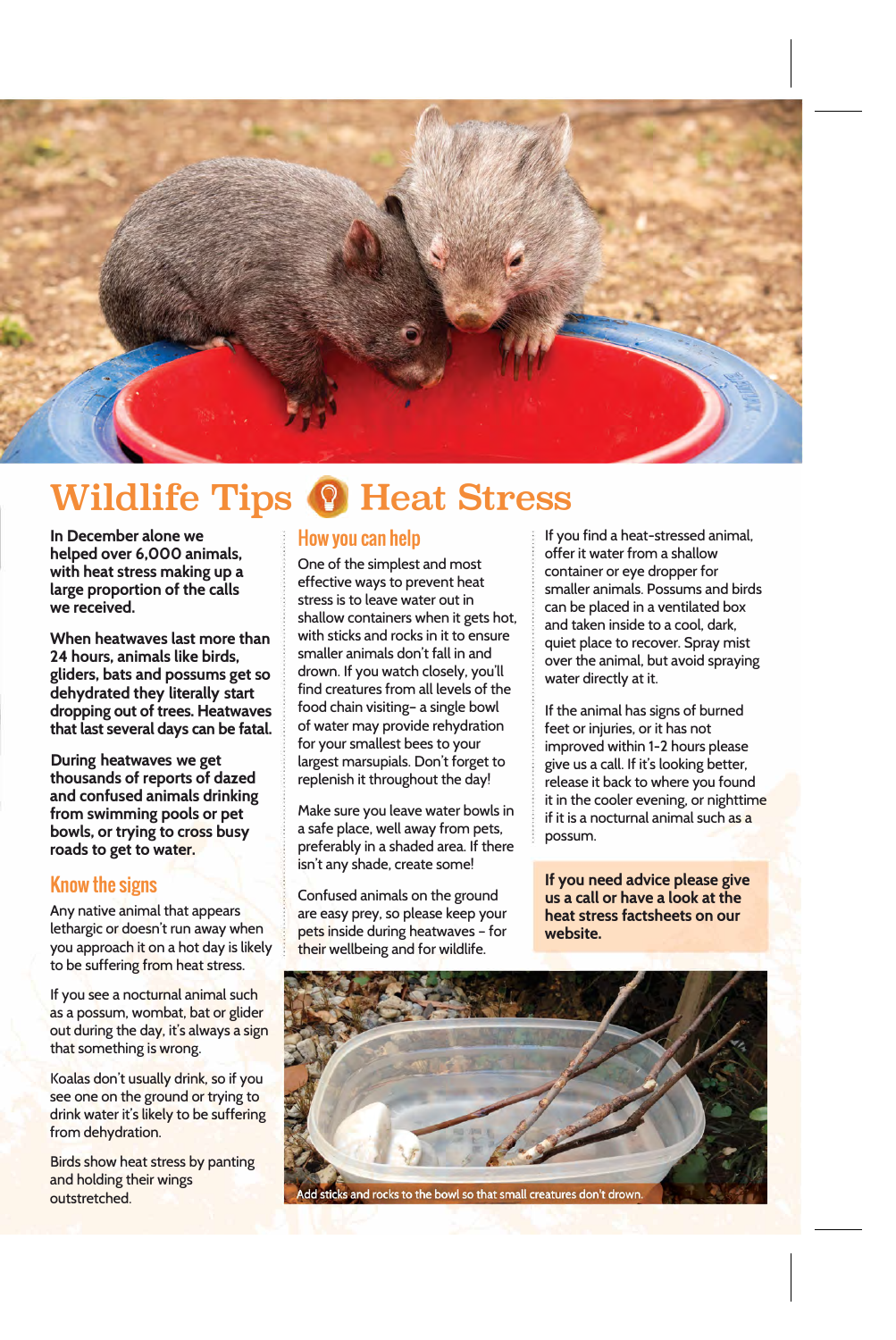# Wildlife Tips Heat Stress

**In December alone we helped over 6,000 animals, with heat stress making up a large proportion of the calls we received.**

**When heatwaves last more than 24 hours, animals like birds, gliders, bats and possums get so dehydrated they literally start dropping out of trees. Heatwaves that last several days can be fatal.**

**During heatwaves we get thousands of reports of dazed and confused animals drinking from swimming pools or pet bowls, or trying to cross busy roads to get to water.**

## Know the signs

Any native animal that appears lethargic or doesn't run away when you approach it on a hot day is likely to be suffering from heat stress.

If you see a nocturnal animal such as a possum, wombat, bat or glider out during the day, it's always a sign that something is wrong.

Koalas don't usually drink, so if you see one on the ground or trying to drink water it's likely to be suffering from dehydration.

Birds show heat stress by panting and holding their wings outstretched.

## How you can help

One of the simplest and most effective ways to prevent heat stress is to leave water out in shallow containers when it gets hot, with sticks and rocks in it to ensure smaller animals don't fall in and drown. If you watch closely, you'll find creatures from all levels of the food chain visiting– a single bowl of water may provide rehydration for your smallest bees to your largest marsupials. Don't forget to replenish it throughout the day!

Make sure you leave water bowls in a safe place, well away from pets, preferably in a shaded area. If there isn't any shade, create some!

Confused animals on the ground are easy prey, so please keep your pets inside during heatwaves – for their wellbeing and for wildlife.

If you find a heat-stressed animal, offer it water from a shallow container or eye dropper for smaller animals. Possums and birds can be placed in a ventilated box and taken inside to a cool, dark, quiet place to recover. Spray mist over the animal, but avoid spraying water directly at it.

If the animal has signs of burned feet or injuries, or it has not improved within 1-2 hours please give us a call. If it's looking better, release it back to where you found it in the cooler evening, or nighttime if it is a nocturnal animal such as a possum.

**If you need advice please give us a call or have a look at the heat stress factsheets on our website.**

Add sticks and rocks to the bowl so that small creatures don't drown.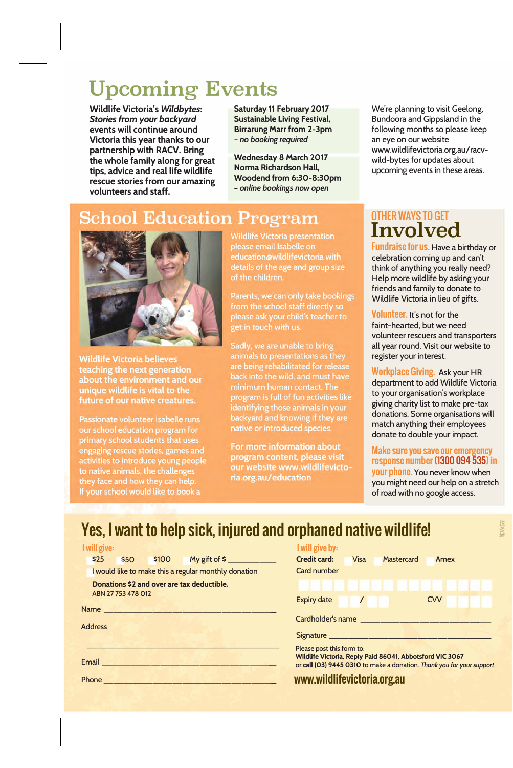# Upcoming Events

**Wildlife Victoria's *Wildbytes: Stories from your backyard* events will continue around Victoria this year thanks to our partnership with RACV. Bring the whole family along for great tips, advice and real life wildlife rescue stories from our amazing volunteers and staff.**

**Saturday 11 February 2017**
**Sustainable Living Festival, Birrarung Marr from 2-3pm**
***– no booking required***

**Wednesday 8 March 2017**
**Norma Richardson Hall, Woodend from 6:30-8:30pm**
***– online bookings now open***

We're planning to visit Geelong, Bundoora and Gippsland in the following months so please keep an eye on our website www.wildlifevictoria.org.au/racv-wild-bytes for updates about upcoming events in these areas.

# School Education Program

**Wildlife Victoria believes teaching the next generation about the environment and our unique wildlife is vital to the future of our native creatures.**

Passionate volunteer Isabelle runs our school education program for primary school students that uses engaging rescue stories, games and activities to introduce young people to native animals, the challenges they face and how they can help. If your school would like to book a Wildlife Victoria presentation please email Isabelle on education@wildlifevictoria with details of the age and group size of the children.

Parents, we can only take bookings from the school staff directly so please ask your child's teacher to get in touch with us.

Sadly, we are unable to bring animals to presentations as they are being rehabilitated for release back into the wild, and must have minimum human contact. The program is full of fun activities like identifying those animals in your backyard and knowing if they are native or introduced species.

**For more information about program content, please visit our website www.wildlifevictoria.org.au/education**

## OTHER WAYS TO GET Involved

**Fundraise for us.** Have a birthday or celebration coming up and can't think of anything you really need? Help more wildlife by asking your friends and family to donate to Wildlife Victoria in lieu of gifts.

**Volunteer.** It's not for the faint-hearted, but we need volunteer rescuers and transporters all year round. Visit our website to register your interest.

**Workplace Giving.** Ask your HR department to add Wildlife Victoria to your organisation's workplace giving charity list to make pre-tax donations. Some organisations will match anything their employees donate to double your impact.

**Make sure you save our emergency response number (1300 094 535) in your phone.** You never know when you might need our help on a stretch of road with no google access.

# Yes, I want to help sick, injured and orphaned native wildlife!

**I will give:**

$25 $50 $100 My gift of $ ___________

I would like to make this a regular monthly donation

**Donations $2 and over are tax deductible.**
ABN 27 753 478 012

Name ______________________________

Address ______________________________

______________________________

Email ______________________________

Phone ______________________________

**I will give by:**

**Credit card:** Visa Mastercard Amex

Card number

Expiry date / CVV

Cardholder's name ______________________________

Signature ______________________________

Please post this form to:
**Wildlife Victoria, Reply Paid 86041, Abbotsford VIC 3067**
or **call (03) 9445 0310** to make a donation. *Thank you for your support.*

**www.wildlifevictoria.org.au**

NEWS2